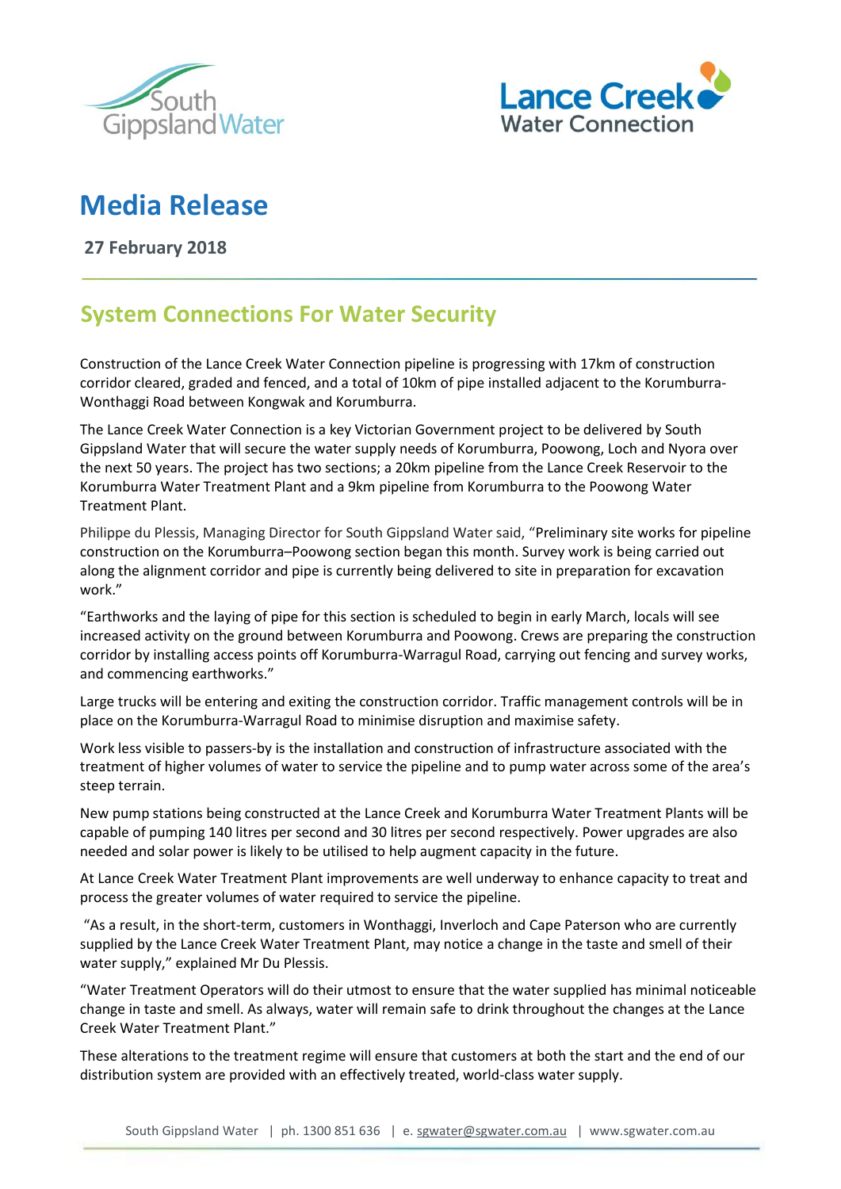# Media Release

**27 February 2018**

## System Connections For Water Security

Construction of the Lance Creek Water Connection pipeline is progressing with 17km of construction corridor cleared, graded and fenced, and a total of 10km of pipe installed adjacent to the Korumburra-Wonthaggi Road between Kongwak and Korumburra.

The Lance Creek Water Connection is a key Victorian Government project to be delivered by South Gippsland Water that will secure the water supply needs of Korumburra, Poowong, Loch and Nyora over the next 50 years. The project has two sections; a 20km pipeline from the Lance Creek Reservoir to the Korumburra Water Treatment Plant and a 9km pipeline from Korumburra to the Poowong Water Treatment Plant.

Philippe du Plessis, Managing Director for South Gippsland Water said, "Preliminary site works for pipeline construction on the Korumburra–Poowong section began this month. Survey work is being carried out along the alignment corridor and pipe is currently being delivered to site in preparation for excavation work."

"Earthworks and the laying of pipe for this section is scheduled to begin in early March, locals will see increased activity on the ground between Korumburra and Poowong. Crews are preparing the construction corridor by installing access points off Korumburra-Warragul Road, carrying out fencing and survey works, and commencing earthworks."

Large trucks will be entering and exiting the construction corridor. Traffic management controls will be in place on the Korumburra-Warragul Road to minimise disruption and maximise safety.

Work less visible to passers-by is the installation and construction of infrastructure associated with the treatment of higher volumes of water to service the pipeline and to pump water across some of the area's steep terrain.

New pump stations being constructed at the Lance Creek and Korumburra Water Treatment Plants will be capable of pumping 140 litres per second and 30 litres per second respectively. Power upgrades are also needed and solar power is likely to be utilised to help augment capacity in the future.

At Lance Creek Water Treatment Plant improvements are well underway to enhance capacity to treat and process the greater volumes of water required to service the pipeline.

"As a result, in the short-term, customers in Wonthaggi, Inverloch and Cape Paterson who are currently supplied by the Lance Creek Water Treatment Plant, may notice a change in the taste and smell of their water supply," explained Mr Du Plessis.

"Water Treatment Operators will do their utmost to ensure that the water supplied has minimal noticeable change in taste and smell. As always, water will remain safe to drink throughout the changes at the Lance Creek Water Treatment Plant."

These alterations to the treatment regime will ensure that customers at both the start and the end of our distribution system are provided with an effectively treated, world-class water supply.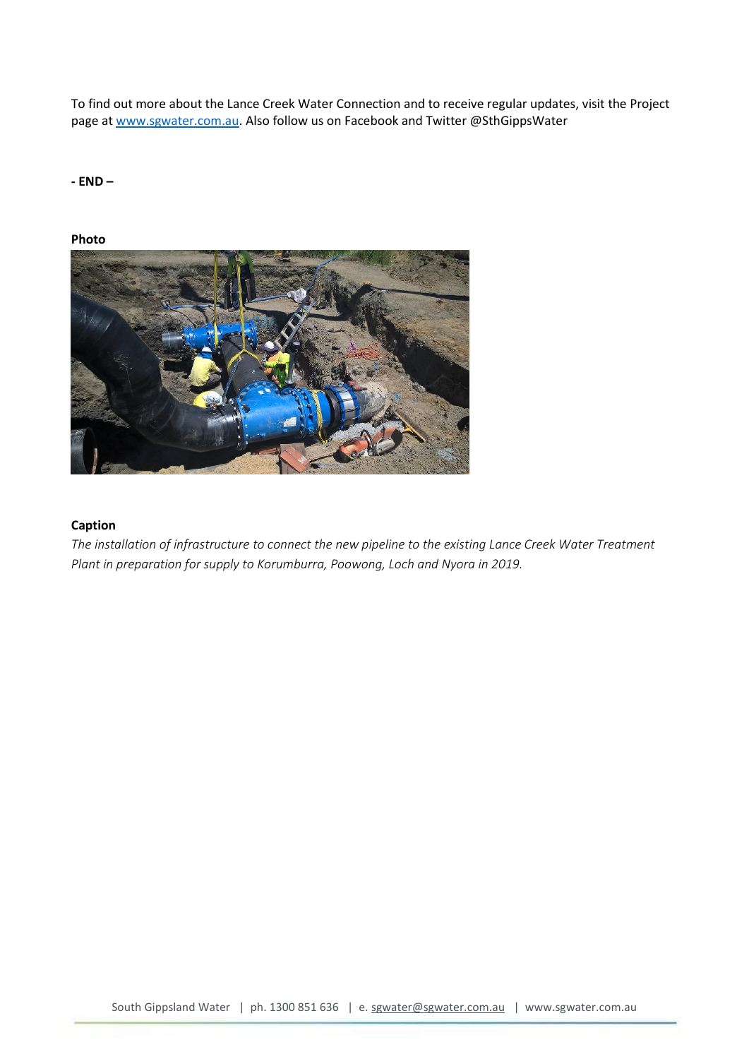To find out more about the Lance Creek Water Connection and to receive regular updates, visit the Project page at www.sgwater.com.au. Also follow us on Facebook and Twitter @SthGippsWater

**- END –**

**Photo**

**Caption**

*The installation of infrastructure to connect the new pipeline to the existing Lance Creek Water Treatment Plant in preparation for supply to Korumburra, Poowong, Loch and Nyora in 2019.*